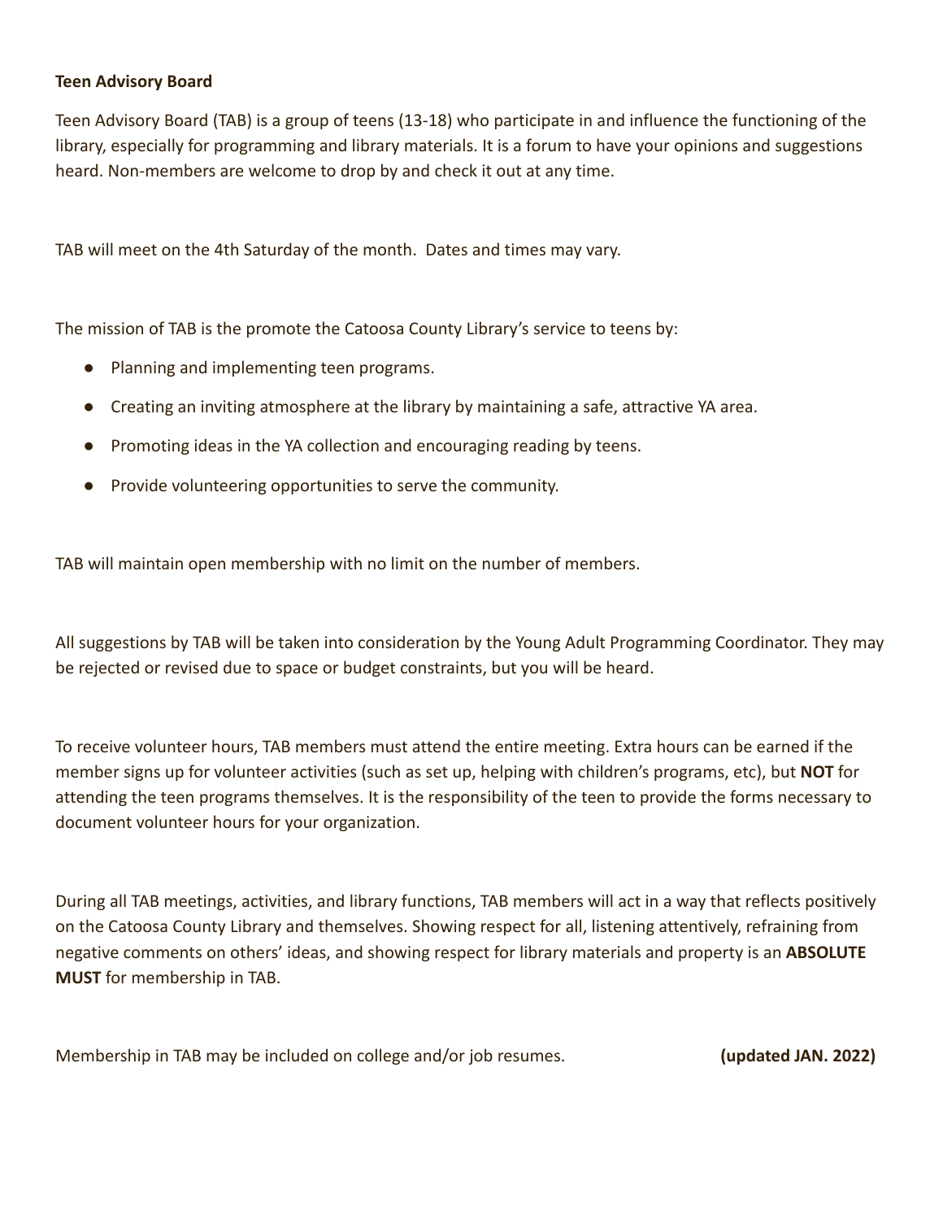**Teen Advisory Board**

Teen Advisory Board (TAB) is a group of teens (13-18) who participate in and influence the functioning of the library, especially for programming and library materials. It is a forum to have your opinions and suggestions heard. Non-members are welcome to drop by and check it out at any time.

TAB will meet on the 4th Saturday of the month. Dates and times may vary.

The mission of TAB is the promote the Catoosa County Library's service to teens by:

- Planning and implementing teen programs.
- Creating an inviting atmosphere at the library by maintaining a safe, attractive YA area.
- Promoting ideas in the YA collection and encouraging reading by teens.
- Provide volunteering opportunities to serve the community.

TAB will maintain open membership with no limit on the number of members.

All suggestions by TAB will be taken into consideration by the Young Adult Programming Coordinator. They may be rejected or revised due to space or budget constraints, but you will be heard.

To receive volunteer hours, TAB members must attend the entire meeting. Extra hours can be earned if the member signs up for volunteer activities (such as set up, helping with children's programs, etc), but **NOT** for attending the teen programs themselves. It is the responsibility of the teen to provide the forms necessary to document volunteer hours for your organization.

During all TAB meetings, activities, and library functions, TAB members will act in a way that reflects positively on the Catoosa County Library and themselves. Showing respect for all, listening attentively, refraining from negative comments on others' ideas, and showing respect for library materials and property is an **ABSOLUTE MUST** for membership in TAB.

Membership in TAB may be included on college and/or job resumes. **(updated JAN. 2022)**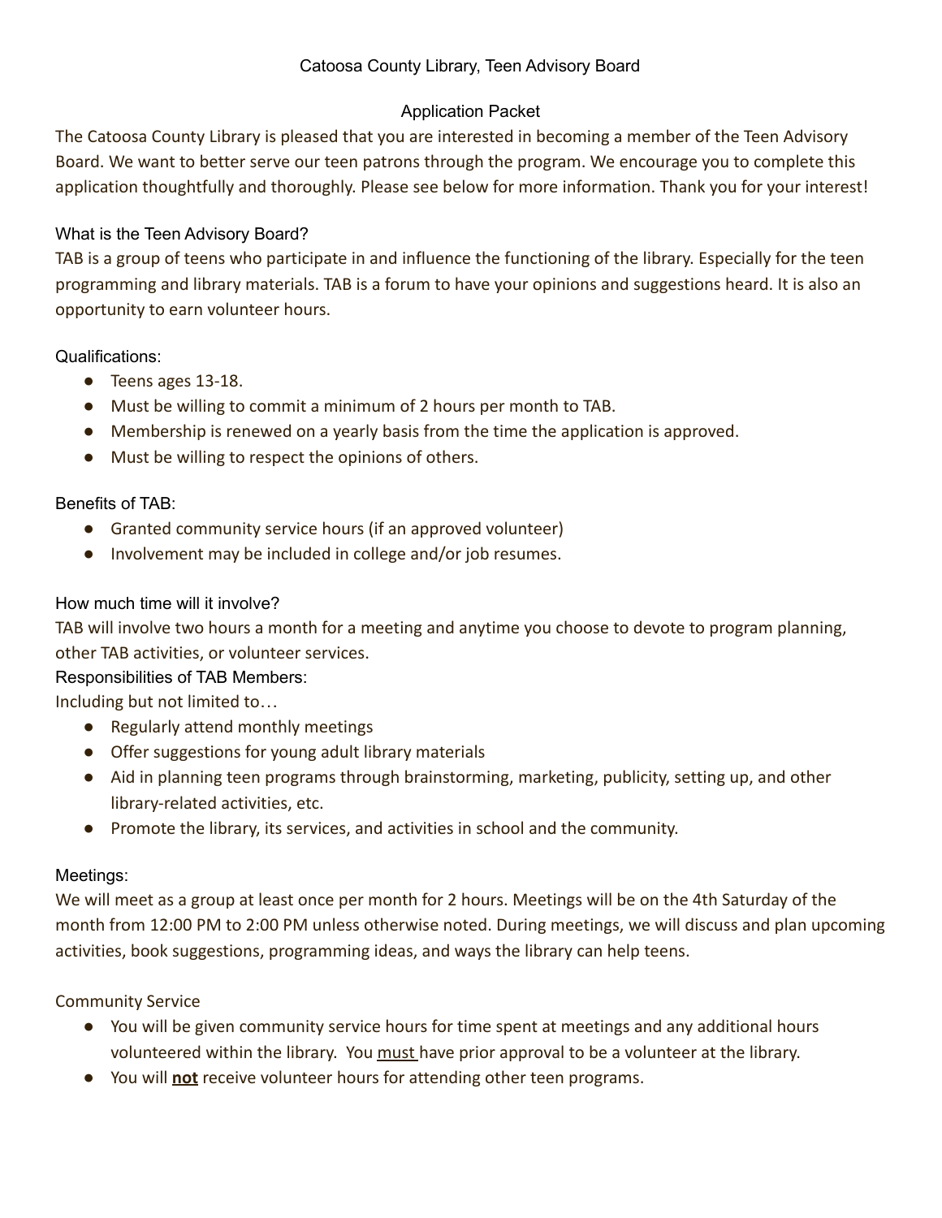Catoosa County Library, Teen Advisory Board

Application Packet

The Catoosa County Library is pleased that you are interested in becoming a member of the Teen Advisory Board. We want to better serve our teen patrons through the program. We encourage you to complete this application thoughtfully and thoroughly. Please see below for more information. Thank you for your interest!

## What is the Teen Advisory Board?

TAB is a group of teens who participate in and influence the functioning of the library. Especially for the teen programming and library materials. TAB is a forum to have your opinions and suggestions heard. It is also an opportunity to earn volunteer hours.

## Qualifications:

- Teens ages 13-18.
- Must be willing to commit a minimum of 2 hours per month to TAB.
- Membership is renewed on a yearly basis from the time the application is approved.
- Must be willing to respect the opinions of others.

## Benefits of TAB:

- Granted community service hours (if an approved volunteer)
- Involvement may be included in college and/or job resumes.

## How much time will it involve?

TAB will involve two hours a month for a meeting and anytime you choose to devote to program planning, other TAB activities, or volunteer services.

## Responsibilities of TAB Members:

Including but not limited to…

- Regularly attend monthly meetings
- Offer suggestions for young adult library materials
- Aid in planning teen programs through brainstorming, marketing, publicity, setting up, and other library-related activities, etc.
- Promote the library, its services, and activities in school and the community.

## Meetings:

We will meet as a group at least once per month for 2 hours. Meetings will be on the 4th Saturday of the month from 12:00 PM to 2:00 PM unless otherwise noted. During meetings, we will discuss and plan upcoming activities, book suggestions, programming ideas, and ways the library can help teens.

## Community Service

- You will be given community service hours for time spent at meetings and any additional hours volunteered within the library. You must have prior approval to be a volunteer at the library.
- You will **not** receive volunteer hours for attending other teen programs.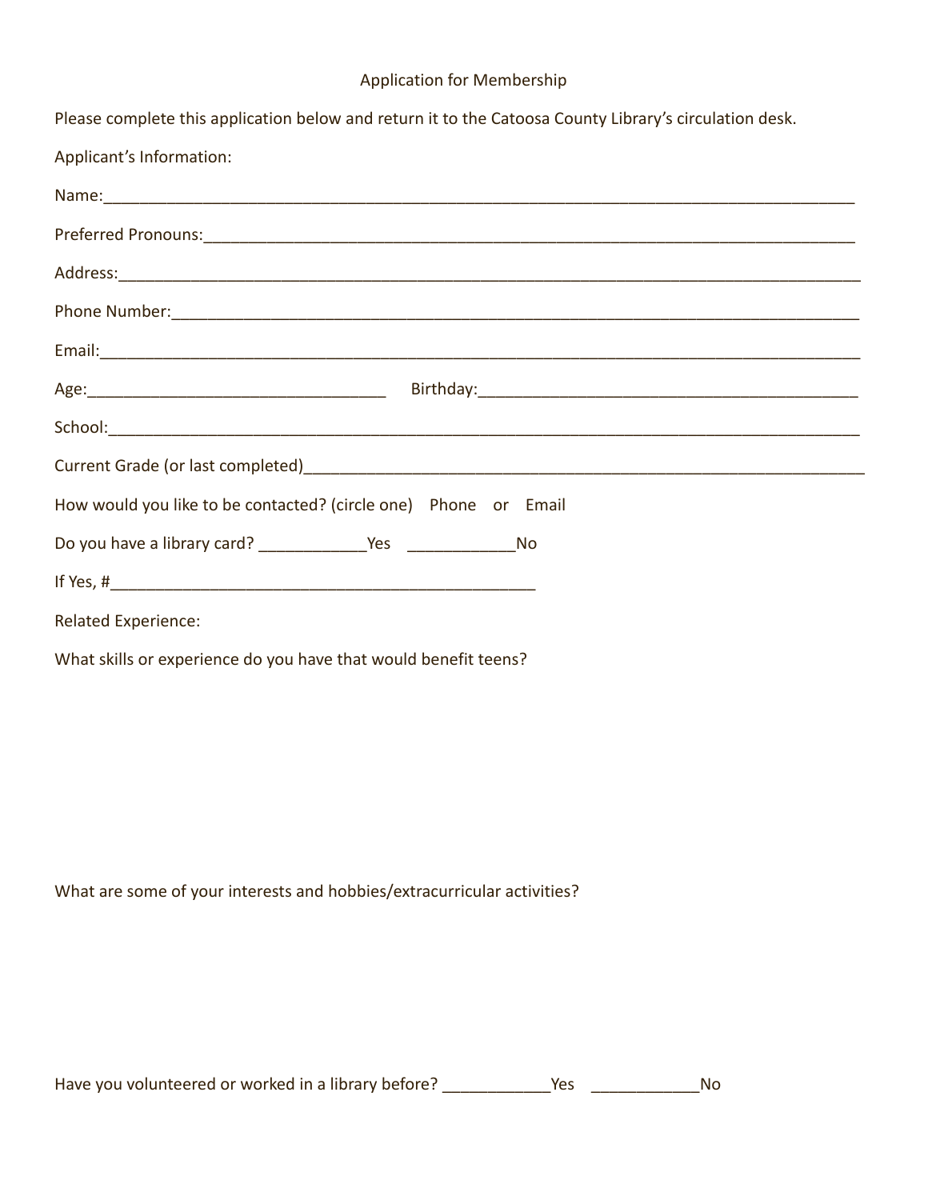Application for Membership

Please complete this application below and return it to the Catoosa County Library's circulation desk.

Applicant's Information:

Name:_____________________________________________________________________________

Preferred Pronouns:________________________________________________________________

Address:___________________________________________________________________________

Phone Number:______________________________________________________________________

Email:_____________________________________________________________________________

Age:________________________________ Birthday:________________________________________

School:____________________________________________________________________________

Current Grade (or last completed)_____________________________________________________

How would you like to be contacted? (circle one) Phone or Email

Do you have a library card? ____________Yes ____________No

If Yes, #_______________________________________________

Related Experience:

What skills or experience do you have that would benefit teens?

What are some of your interests and hobbies/extracurricular activities?

Have you volunteered or worked in a library before? ____________Yes ____________No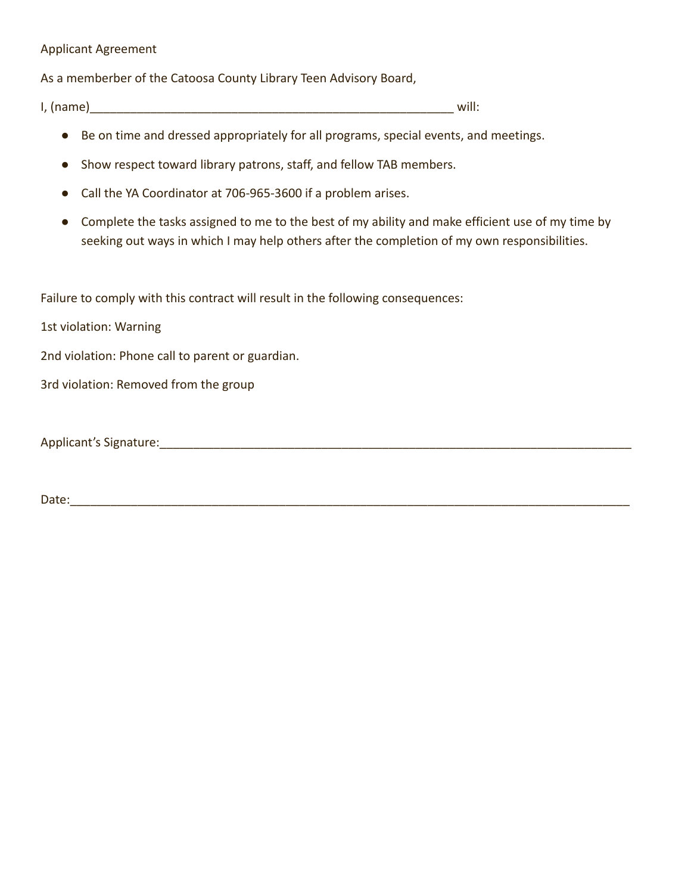Applicant Agreement

As a memberber of the Catoosa County Library Teen Advisory Board,

I, (name)_______________________________________________________ will:

- Be on time and dressed appropriately for all programs, special events, and meetings.
- Show respect toward library patrons, staff, and fellow TAB members.
- Call the YA Coordinator at 706-965-3600 if a problem arises.
- Complete the tasks assigned to me to the best of my ability and make efficient use of my time by seeking out ways in which I may help others after the completion of my own responsibilities.

Failure to comply with this contract will result in the following consequences:

1st violation: Warning

2nd violation: Phone call to parent or guardian.

3rd violation: Removed from the group

Applicant's Signature:___________________________________________________________________

Date:_____________________________________________________________________________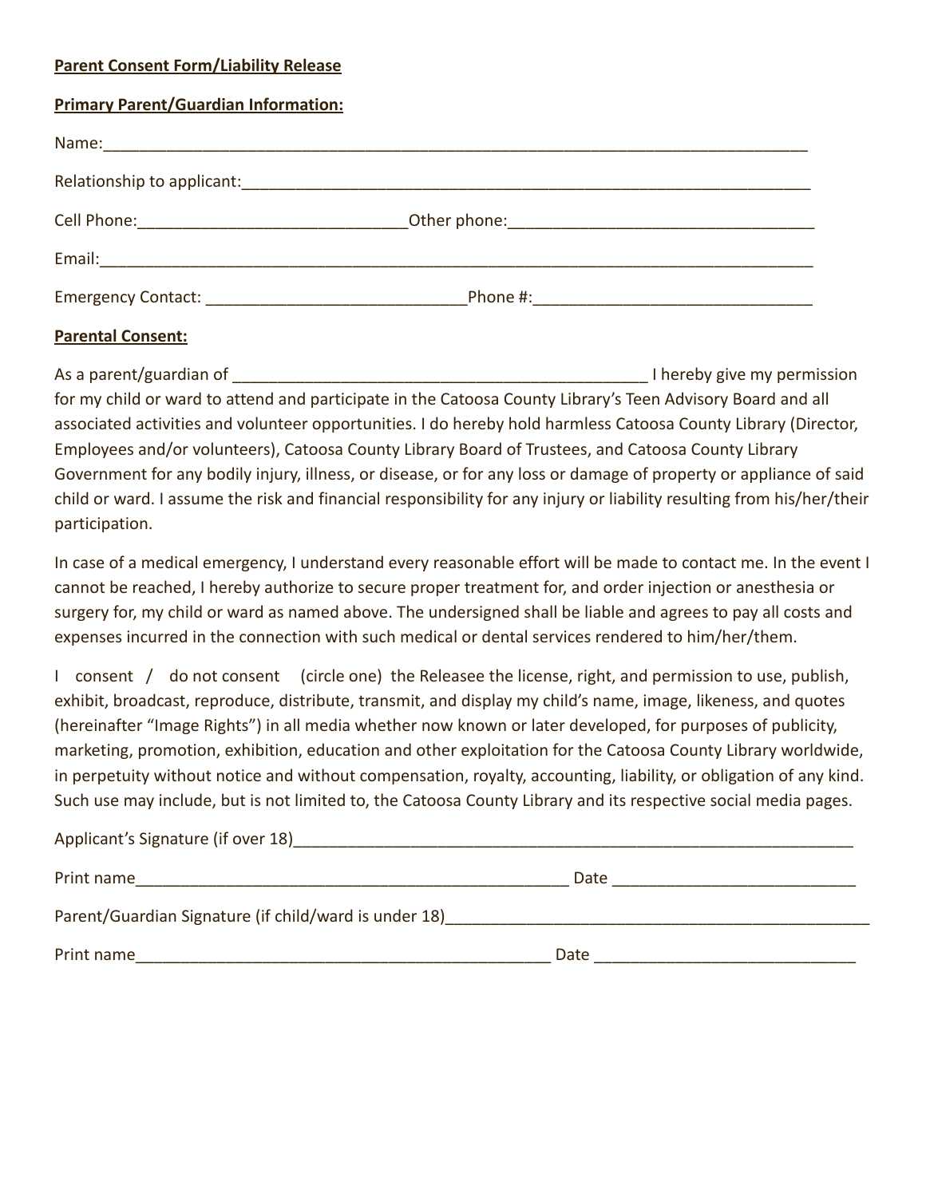**Parent Consent Form/Liability Release**

**Primary Parent/Guardian Information:**

Name:_______________________________________________________________________________

Relationship to applicant:_________________________________________________________________

Cell Phone:______________________________Other phone:__________________________________

Email:_______________________________________________________________________________

Emergency Contact: _____________________________Phone #:______________________________

**Parental Consent:**

As a parent/guardian of _______________________________________________ I hereby give my permission for my child or ward to attend and participate in the Catoosa County Library's Teen Advisory Board and all associated activities and volunteer opportunities. I do hereby hold harmless Catoosa County Library (Director, Employees and/or volunteers), Catoosa County Library Board of Trustees, and Catoosa County Library Government for any bodily injury, illness, or disease, or for any loss or damage of property or appliance of said child or ward. I assume the risk and financial responsibility for any injury or liability resulting from his/her/their participation.

In case of a medical emergency, I understand every reasonable effort will be made to contact me. In the event I cannot be reached, I hereby authorize to secure proper treatment for, and order injection or anesthesia or surgery for, my child or ward as named above. The undersigned shall be liable and agrees to pay all costs and expenses incurred in the connection with such medical or dental services rendered to him/her/them.

I consent / do not consent (circle one) the Releasee the license, right, and permission to use, publish, exhibit, broadcast, reproduce, distribute, transmit, and display my child's name, image, likeness, and quotes (hereinafter "Image Rights") in all media whether now known or later developed, for purposes of publicity, marketing, promotion, exhibition, education and other exploitation for the Catoosa County Library worldwide, in perpetuity without notice and without compensation, royalty, accounting, liability, or obligation of any kind. Such use may include, but is not limited to, the Catoosa County Library and its respective social media pages.

Applicant's Signature (if over 18)________________________________________________________________

Print name__________________________________________________ Date ___________________________

Parent/Guardian Signature (if child/ward is under 18)________________________________________________

Print name________________________________________________ Date _____________________________